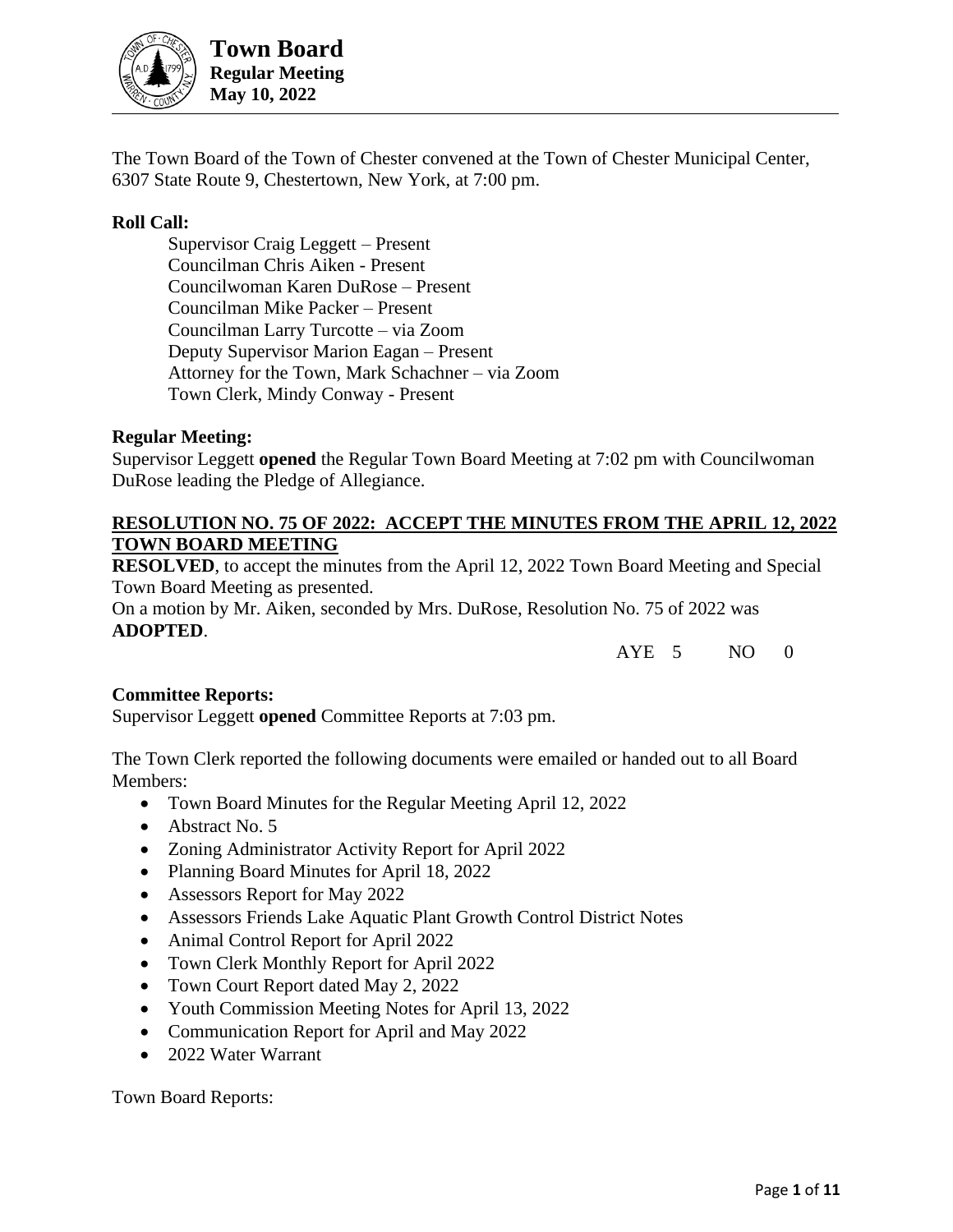# Town Board
## Regular Meeting
## May 10, 2022

The Town Board of the Town of Chester convened at the Town of Chester Municipal Center, 6307 State Route 9, Chestertown, New York, at 7:00 pm.

**Roll Call:**

Supervisor Craig Leggett – Present
Councilman Chris Aiken - Present
Councilwoman Karen DuRose – Present
Councilman Mike Packer – Present
Councilman Larry Turcotte – via Zoom
Deputy Supervisor Marion Eagan – Present
Attorney for the Town, Mark Schachner – via Zoom
Town Clerk, Mindy Conway - Present

**Regular Meeting:**

Supervisor Leggett **opened** the Regular Town Board Meeting at 7:02 pm with Councilwoman DuRose leading the Pledge of Allegiance.

**RESOLUTION NO. 75 OF 2022: ACCEPT THE MINUTES FROM THE APRIL 12, 2022 TOWN BOARD MEETING**

**RESOLVED**, to accept the minutes from the April 12, 2022 Town Board Meeting and Special Town Board Meeting as presented.

On a motion by Mr. Aiken, seconded by Mrs. DuRose, Resolution No. 75 of 2022 was **ADOPTED**.

AYE 5 NO 0

**Committee Reports:**

Supervisor Leggett **opened** Committee Reports at 7:03 pm.

The Town Clerk reported the following documents were emailed or handed out to all Board Members:

- Town Board Minutes for the Regular Meeting April 12, 2022
- Abstract No. 5
- Zoning Administrator Activity Report for April 2022
- Planning Board Minutes for April 18, 2022
- Assessors Report for May 2022
- Assessors Friends Lake Aquatic Plant Growth Control District Notes
- Animal Control Report for April 2022
- Town Clerk Monthly Report for April 2022
- Town Court Report dated May 2, 2022
- Youth Commission Meeting Notes for April 13, 2022
- Communication Report for April and May 2022
- 2022 Water Warrant

Town Board Reports: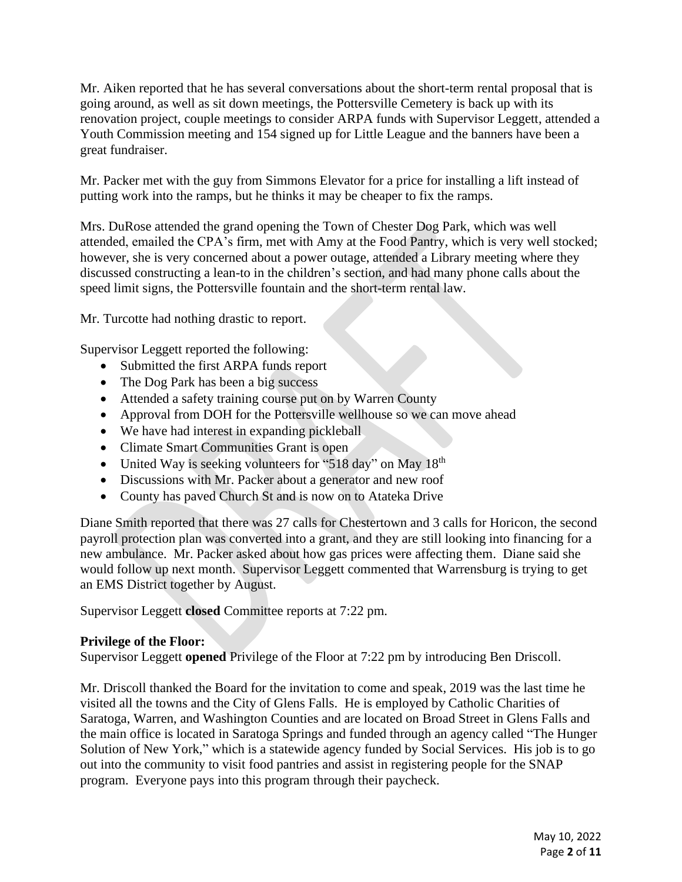Mr. Aiken reported that he has several conversations about the short-term rental proposal that is going around, as well as sit down meetings, the Pottersville Cemetery is back up with its renovation project, couple meetings to consider ARPA funds with Supervisor Leggett, attended a Youth Commission meeting and 154 signed up for Little League and the banners have been a great fundraiser.

Mr. Packer met with the guy from Simmons Elevator for a price for installing a lift instead of putting work into the ramps, but he thinks it may be cheaper to fix the ramps.

Mrs. DuRose attended the grand opening the Town of Chester Dog Park, which was well attended, emailed the CPA's firm, met with Amy at the Food Pantry, which is very well stocked; however, she is very concerned about a power outage, attended a Library meeting where they discussed constructing a lean-to in the children's section, and had many phone calls about the speed limit signs, the Pottersville fountain and the short-term rental law.

Mr. Turcotte had nothing drastic to report.

Supervisor Leggett reported the following:

- Submitted the first ARPA funds report
- The Dog Park has been a big success
- Attended a safety training course put on by Warren County
- Approval from DOH for the Pottersville wellhouse so we can move ahead
- We have had interest in expanding pickleball
- Climate Smart Communities Grant is open
- United Way is seeking volunteers for "518 day" on May 18th
- Discussions with Mr. Packer about a generator and new roof
- County has paved Church St and is now on to Atateka Drive

Diane Smith reported that there was 27 calls for Chestertown and 3 calls for Horicon, the second payroll protection plan was converted into a grant, and they are still looking into financing for a new ambulance. Mr. Packer asked about how gas prices were affecting them. Diane said she would follow up next month. Supervisor Leggett commented that Warrensburg is trying to get an EMS District together by August.

Supervisor Leggett **closed** Committee reports at 7:22 pm.

**Privilege of the Floor:**
Supervisor Leggett **opened** Privilege of the Floor at 7:22 pm by introducing Ben Driscoll.

Mr. Driscoll thanked the Board for the invitation to come and speak, 2019 was the last time he visited all the towns and the City of Glens Falls. He is employed by Catholic Charities of Saratoga, Warren, and Washington Counties and are located on Broad Street in Glens Falls and the main office is located in Saratoga Springs and funded through an agency called "The Hunger Solution of New York," which is a statewide agency funded by Social Services. His job is to go out into the community to visit food pantries and assist in registering people for the SNAP program. Everyone pays into this program through their paycheck.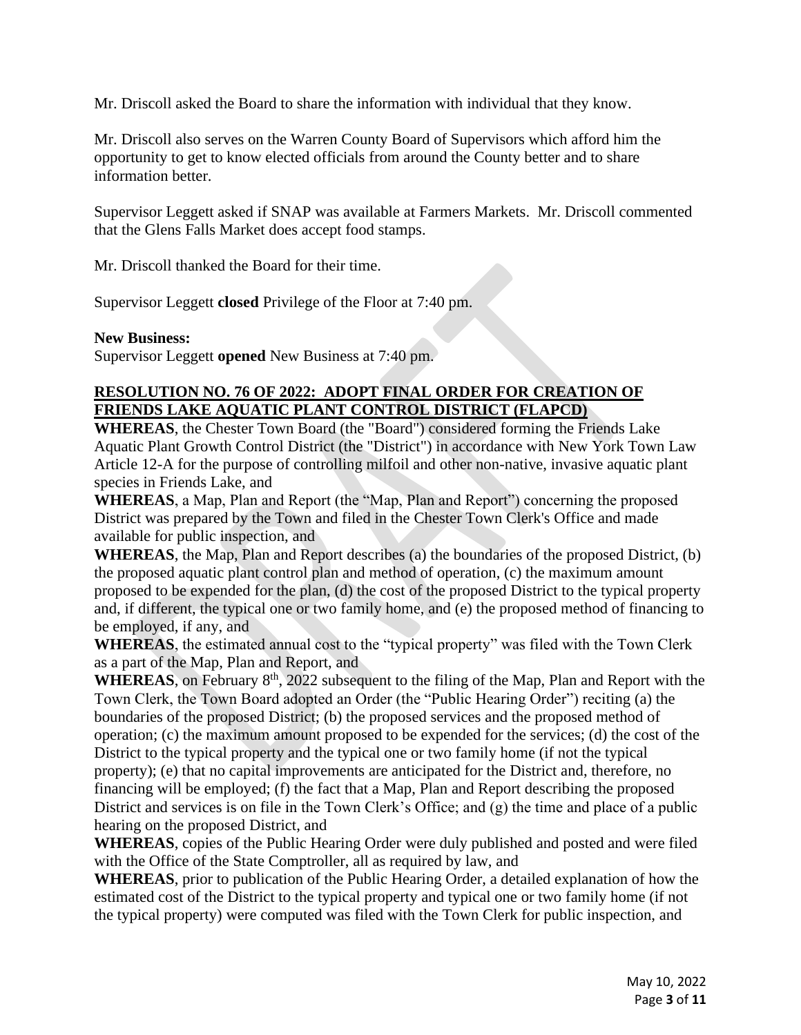Mr. Driscoll asked the Board to share the information with individual that they know.

Mr. Driscoll also serves on the Warren County Board of Supervisors which afford him the opportunity to get to know elected officials from around the County better and to share information better.

Supervisor Leggett asked if SNAP was available at Farmers Markets. Mr. Driscoll commented that the Glens Falls Market does accept food stamps.

Mr. Driscoll thanked the Board for their time.

Supervisor Leggett **closed** Privilege of the Floor at 7:40 pm.

**New Business:**
Supervisor Leggett **opened** New Business at 7:40 pm.

**RESOLUTION NO. 76 OF 2022: ADOPT FINAL ORDER FOR CREATION OF FRIENDS LAKE AQUATIC PLANT CONTROL DISTRICT (FLAPCD)**

**WHEREAS**, the Chester Town Board (the "Board") considered forming the Friends Lake Aquatic Plant Growth Control District (the "District") in accordance with New York Town Law Article 12-A for the purpose of controlling milfoil and other non-native, invasive aquatic plant species in Friends Lake, and

**WHEREAS**, a Map, Plan and Report (the "Map, Plan and Report") concerning the proposed District was prepared by the Town and filed in the Chester Town Clerk's Office and made available for public inspection, and

**WHEREAS**, the Map, Plan and Report describes (a) the boundaries of the proposed District, (b) the proposed aquatic plant control plan and method of operation, (c) the maximum amount proposed to be expended for the plan, (d) the cost of the proposed District to the typical property and, if different, the typical one or two family home, and (e) the proposed method of financing to be employed, if any, and

**WHEREAS**, the estimated annual cost to the "typical property" was filed with the Town Clerk as a part of the Map, Plan and Report, and

**WHEREAS**, on February 8th, 2022 subsequent to the filing of the Map, Plan and Report with the Town Clerk, the Town Board adopted an Order (the "Public Hearing Order") reciting (a) the boundaries of the proposed District; (b) the proposed services and the proposed method of operation; (c) the maximum amount proposed to be expended for the services; (d) the cost of the District to the typical property and the typical one or two family home (if not the typical property); (e) that no capital improvements are anticipated for the District and, therefore, no financing will be employed; (f) the fact that a Map, Plan and Report describing the proposed District and services is on file in the Town Clerk's Office; and (g) the time and place of a public hearing on the proposed District, and

**WHEREAS**, copies of the Public Hearing Order were duly published and posted and were filed with the Office of the State Comptroller, all as required by law, and

**WHEREAS**, prior to publication of the Public Hearing Order, a detailed explanation of how the estimated cost of the District to the typical property and typical one or two family home (if not the typical property) were computed was filed with the Town Clerk for public inspection, and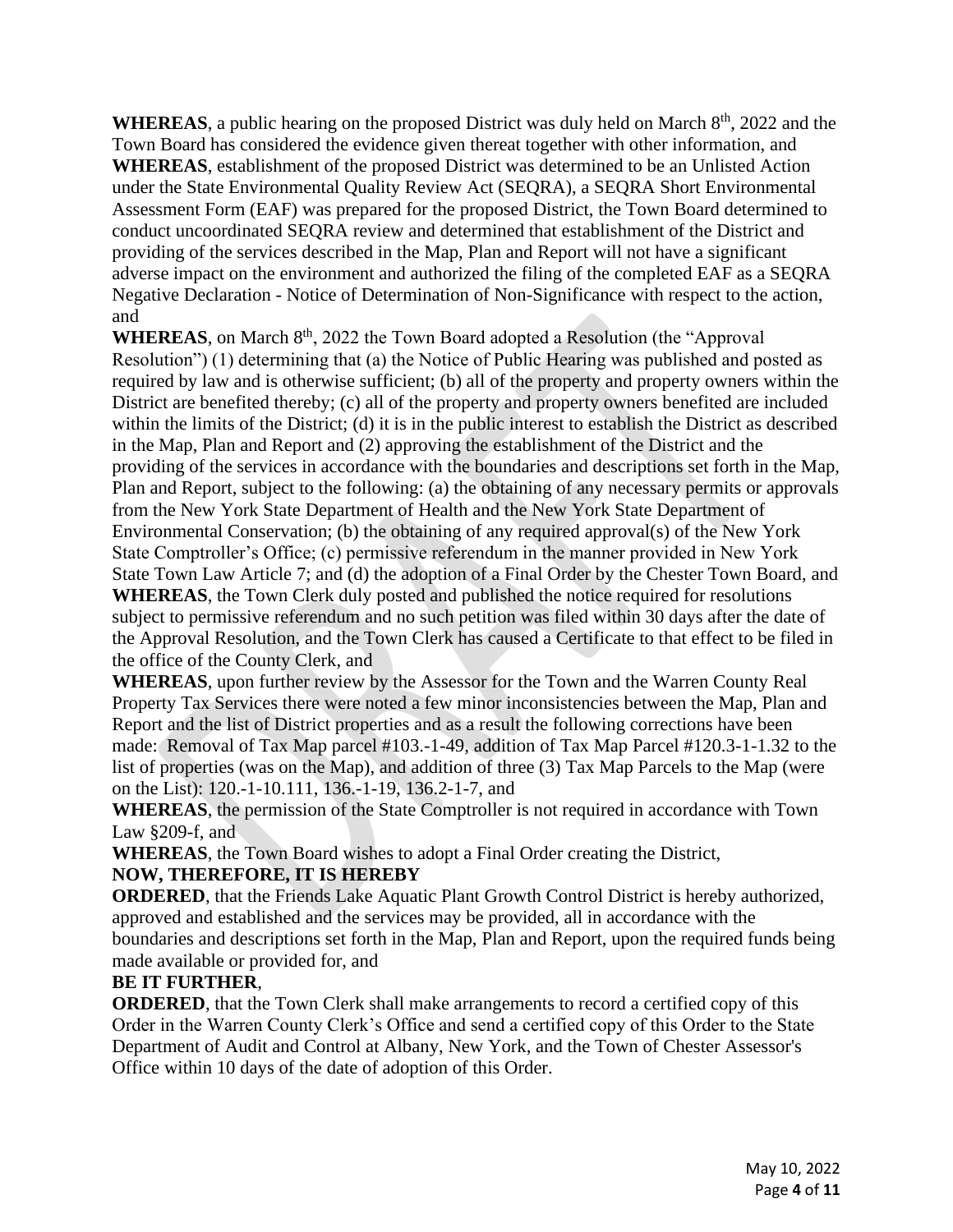**WHEREAS**, a public hearing on the proposed District was duly held on March 8th, 2022 and the Town Board has considered the evidence given thereat together with other information, and

**WHEREAS**, establishment of the proposed District was determined to be an Unlisted Action under the State Environmental Quality Review Act (SEQRA), a SEQRA Short Environmental Assessment Form (EAF) was prepared for the proposed District, the Town Board determined to conduct uncoordinated SEQRA review and determined that establishment of the District and providing of the services described in the Map, Plan and Report will not have a significant adverse impact on the environment and authorized the filing of the completed EAF as a SEQRA Negative Declaration - Notice of Determination of Non-Significance with respect to the action, and

**WHEREAS**, on March 8th, 2022 the Town Board adopted a Resolution (the "Approval Resolution") (1) determining that (a) the Notice of Public Hearing was published and posted as required by law and is otherwise sufficient; (b) all of the property and property owners within the District are benefited thereby; (c) all of the property and property owners benefited are included within the limits of the District; (d) it is in the public interest to establish the District as described in the Map, Plan and Report and (2) approving the establishment of the District and the providing of the services in accordance with the boundaries and descriptions set forth in the Map, Plan and Report, subject to the following: (a) the obtaining of any necessary permits or approvals from the New York State Department of Health and the New York State Department of Environmental Conservation; (b) the obtaining of any required approval(s) of the New York State Comptroller's Office; (c) permissive referendum in the manner provided in New York State Town Law Article 7; and (d) the adoption of a Final Order by the Chester Town Board, and

**WHEREAS**, the Town Clerk duly posted and published the notice required for resolutions subject to permissive referendum and no such petition was filed within 30 days after the date of the Approval Resolution, and the Town Clerk has caused a Certificate to that effect to be filed in the office of the County Clerk, and

**WHEREAS**, upon further review by the Assessor for the Town and the Warren County Real Property Tax Services there were noted a few minor inconsistencies between the Map, Plan and Report and the list of District properties and as a result the following corrections have been made: Removal of Tax Map parcel #103.-1-49, addition of Tax Map Parcel #120.3-1-1.32 to the list of properties (was on the Map), and addition of three (3) Tax Map Parcels to the Map (were on the List): 120.-1-10.111, 136.-1-19, 136.2-1-7, and

**WHEREAS**, the permission of the State Comptroller is not required in accordance with Town Law §209-f, and

**WHEREAS**, the Town Board wishes to adopt a Final Order creating the District,

**NOW, THEREFORE, IT IS HEREBY**

**ORDERED**, that the Friends Lake Aquatic Plant Growth Control District is hereby authorized, approved and established and the services may be provided, all in accordance with the boundaries and descriptions set forth in the Map, Plan and Report, upon the required funds being made available or provided for, and

**BE IT FURTHER**,

**ORDERED**, that the Town Clerk shall make arrangements to record a certified copy of this Order in the Warren County Clerk's Office and send a certified copy of this Order to the State Department of Audit and Control at Albany, New York, and the Town of Chester Assessor's Office within 10 days of the date of adoption of this Order.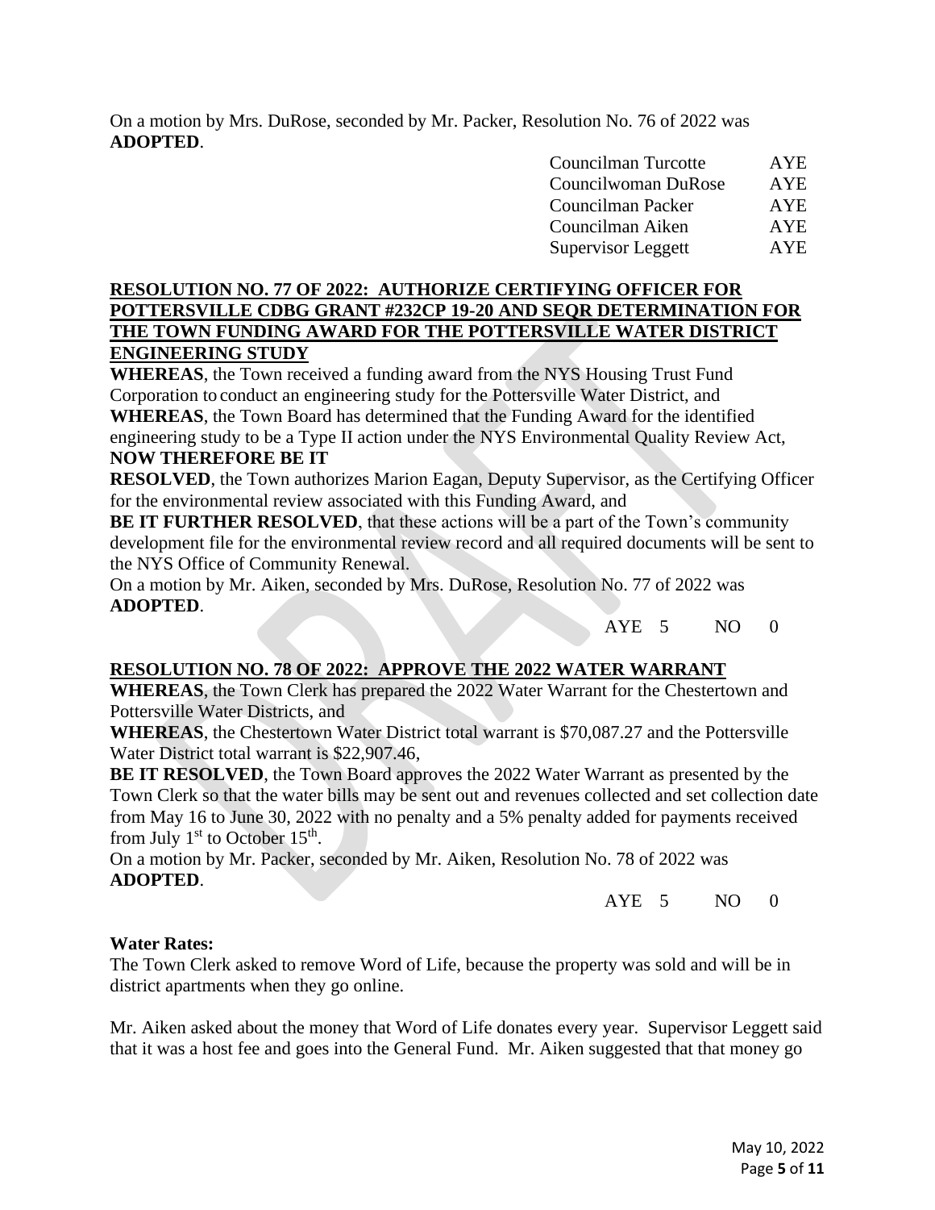On a motion by Mrs. DuRose, seconded by Mr. Packer, Resolution No. 76 of 2022 was **ADOPTED**.

| | |
|---|---|
| Councilman Turcotte | AYE |
| Councilwoman DuRose | AYE |
| Councilman Packer | AYE |
| Councilman Aiken | AYE |
| Supervisor Leggett | AYE |

**RESOLUTION NO. 77 OF 2022: AUTHORIZE CERTIFYING OFFICER FOR POTTERSVILLE CDBG GRANT #232CP 19-20 AND SEQR DETERMINATION FOR THE TOWN FUNDING AWARD FOR THE POTTERSVILLE WATER DISTRICT ENGINEERING STUDY**

**WHEREAS**, the Town received a funding award from the NYS Housing Trust Fund Corporation to conduct an engineering study for the Pottersville Water District, and
**WHEREAS**, the Town Board has determined that the Funding Award for the identified engineering study to be a Type II action under the NYS Environmental Quality Review Act,
**NOW THEREFORE BE IT**
**RESOLVED**, the Town authorizes Marion Eagan, Deputy Supervisor, as the Certifying Officer for the environmental review associated with this Funding Award, and
**BE IT FURTHER RESOLVED**, that these actions will be a part of the Town's community development file for the environmental review record and all required documents will be sent to the NYS Office of Community Renewal.
On a motion by Mr. Aiken, seconded by Mrs. DuRose, Resolution No. 77 of 2022 was **ADOPTED**.

AYE 5 NO 0

**RESOLUTION NO. 78 OF 2022: APPROVE THE 2022 WATER WARRANT**

**WHEREAS**, the Town Clerk has prepared the 2022 Water Warrant for the Chestertown and Pottersville Water Districts, and
**WHEREAS**, the Chestertown Water District total warrant is $70,087.27 and the Pottersville Water District total warrant is $22,907.46,
**BE IT RESOLVED**, the Town Board approves the 2022 Water Warrant as presented by the Town Clerk so that the water bills may be sent out and revenues collected and set collection date from May 16 to June 30, 2022 with no penalty and a 5% penalty added for payments received from July 1st to October 15th.
On a motion by Mr. Packer, seconded by Mr. Aiken, Resolution No. 78 of 2022 was **ADOPTED**.

AYE 5 NO 0

**Water Rates:**
The Town Clerk asked to remove Word of Life, because the property was sold and will be in district apartments when they go online.

Mr. Aiken asked about the money that Word of Life donates every year. Supervisor Leggett said that it was a host fee and goes into the General Fund. Mr. Aiken suggested that that money go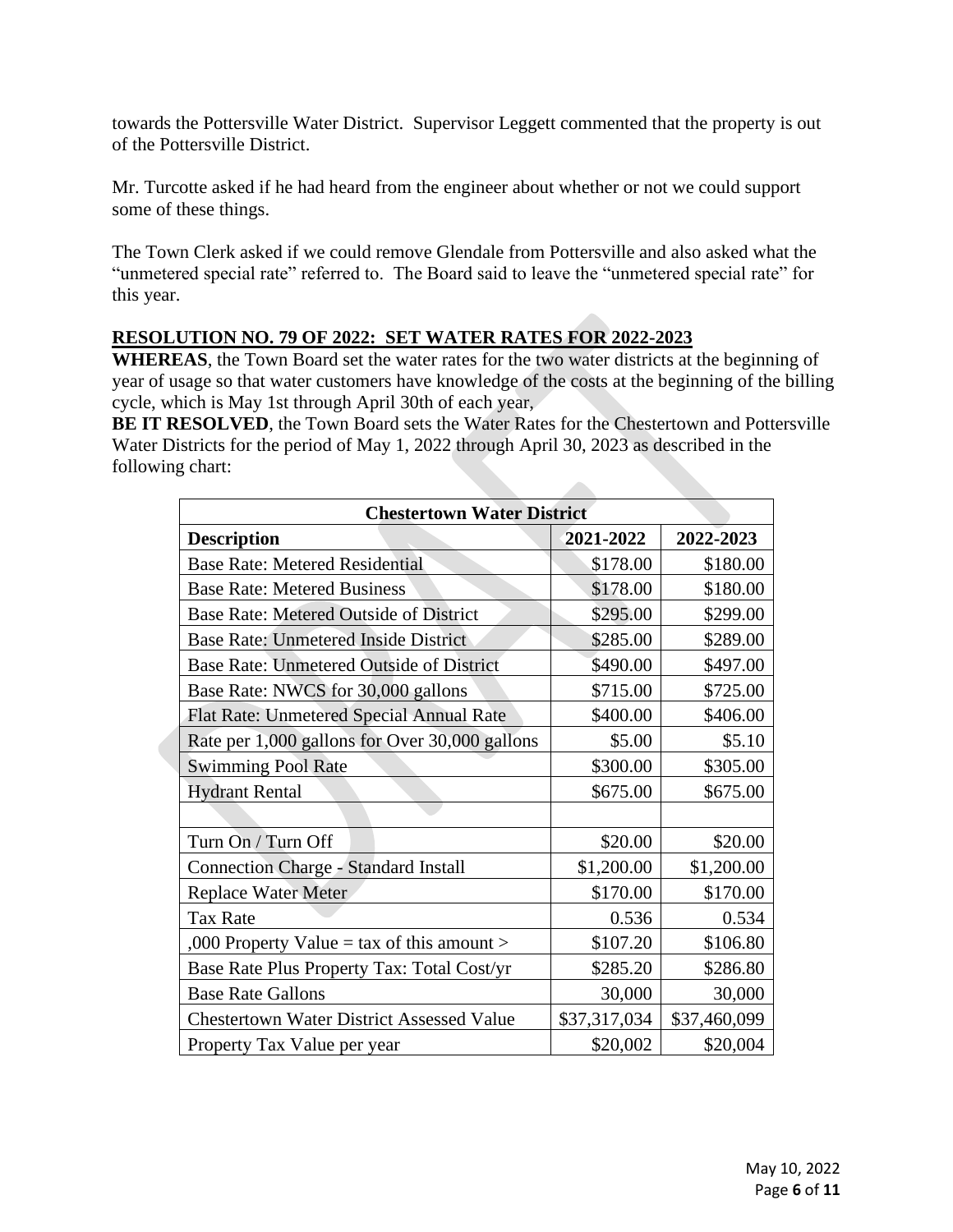towards the Pottersville Water District. Supervisor Leggett commented that the property is out of the Pottersville District.

Mr. Turcotte asked if he had heard from the engineer about whether or not we could support some of these things.

The Town Clerk asked if we could remove Glendale from Pottersville and also asked what the "unmetered special rate" referred to. The Board said to leave the "unmetered special rate" for this year.

**RESOLUTION NO. 79 OF 2022: SET WATER RATES FOR 2022-2023**

**WHEREAS**, the Town Board set the water rates for the two water districts at the beginning of year of usage so that water customers have knowledge of the costs at the beginning of the billing cycle, which is May 1st through April 30th of each year,

**BE IT RESOLVED**, the Town Board sets the Water Rates for the Chestertown and Pottersville Water Districts for the period of May 1, 2022 through April 30, 2023 as described in the following chart:

| **Chestertown Water District** | | |
|---|---|---|
| **Description** | **2021-2022** | **2022-2023** |
| Base Rate: Metered Residential | $178.00 | $180.00 |
| Base Rate: Metered Business | $178.00 | $180.00 |
| Base Rate: Metered Outside of District | $295.00 | $299.00 |
| Base Rate: Unmetered Inside District | $285.00 | $289.00 |
| Base Rate: Unmetered Outside of District | $490.00 | $497.00 |
| Base Rate: NWCS for 30,000 gallons | $715.00 | $725.00 |
| Flat Rate: Unmetered Special Annual Rate | $400.00 | $406.00 |
| Rate per 1,000 gallons for Over 30,000 gallons | $5.00 | $5.10 |
| Swimming Pool Rate | $300.00 | $305.00 |
| Hydrant Rental | $675.00 | $675.00 |
| | | |
| Turn On / Turn Off | $20.00 | $20.00 |
| Connection Charge - Standard Install | $1,200.00 | $1,200.00 |
| Replace Water Meter | $170.00 | $170.00 |
| Tax Rate | 0.536 | 0.534 |
| ,000 Property Value = tax of this amount > | $107.20 | $106.80 |
| Base Rate Plus Property Tax: Total Cost/yr | $285.20 | $286.80 |
| Base Rate Gallons | 30,000 | 30,000 |
| Chestertown Water District Assessed Value | $37,317,034 | $37,460,099 |
| Property Tax Value per year | $20,002 | $20,004 |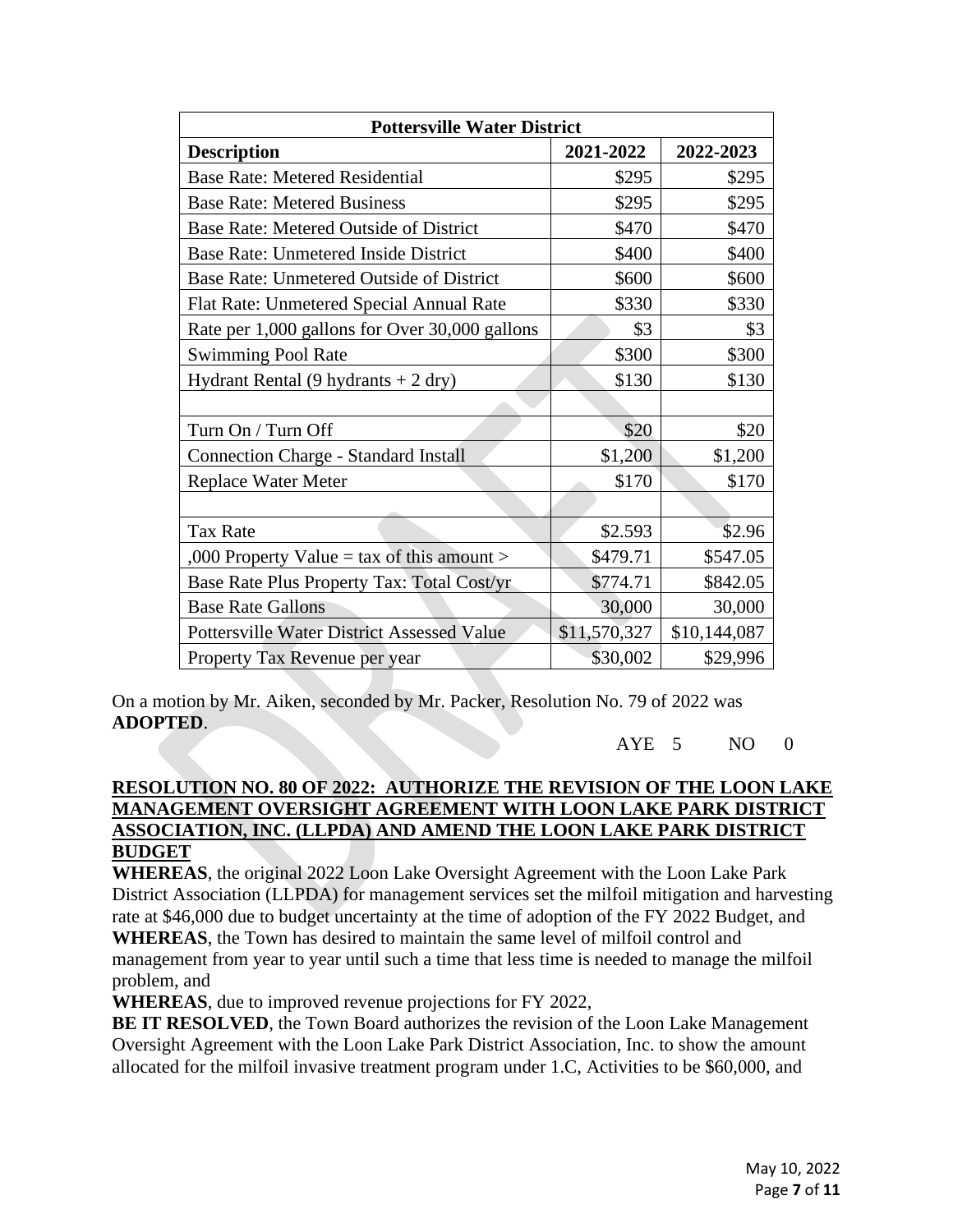| Pottersville Water District | | |
|---|---|---|
| **Description** | **2021-2022** | **2022-2023** |
| Base Rate: Metered Residential | $295 | $295 |
| Base Rate: Metered Business | $295 | $295 |
| Base Rate: Metered Outside of District | $470 | $470 |
| Base Rate: Unmetered Inside District | $400 | $400 |
| Base Rate: Unmetered Outside of District | $600 | $600 |
| Flat Rate: Unmetered Special Annual Rate | $330 | $330 |
| Rate per 1,000 gallons for Over 30,000 gallons | $3 | $3 |
| Swimming Pool Rate | $300 | $300 |
| Hydrant Rental (9 hydrants + 2 dry) | $130 | $130 |
| | | |
| Turn On / Turn Off | $20 | $20 |
| Connection Charge - Standard Install | $1,200 | $1,200 |
| Replace Water Meter | $170 | $170 |
| | | |
| Tax Rate | $2.593 | $2.96 |
| ,000 Property Value = tax of this amount > | $479.71 | $547.05 |
| Base Rate Plus Property Tax: Total Cost/yr | $774.71 | $842.05 |
| Base Rate Gallons | 30,000 | 30,000 |
| Pottersville Water District Assessed Value | $11,570,327 | $10,144,087 |
| Property Tax Revenue per year | $30,002 | $29,996 |

On a motion by Mr. Aiken, seconded by Mr. Packer, Resolution No. 79 of 2022 was **ADOPTED**.

AYE 5 NO 0

**RESOLUTION NO. 80 OF 2022: AUTHORIZE THE REVISION OF THE LOON LAKE MANAGEMENT OVERSIGHT AGREEMENT WITH LOON LAKE PARK DISTRICT ASSOCIATION, INC. (LLPDA) AND AMEND THE LOON LAKE PARK DISTRICT BUDGET**

**WHEREAS**, the original 2022 Loon Lake Oversight Agreement with the Loon Lake Park District Association (LLPDA) for management services set the milfoil mitigation and harvesting rate at $46,000 due to budget uncertainty at the time of adoption of the FY 2022 Budget, and

**WHEREAS**, the Town has desired to maintain the same level of milfoil control and management from year to year until such a time that less time is needed to manage the milfoil problem, and

**WHEREAS**, due to improved revenue projections for FY 2022,

**BE IT RESOLVED**, the Town Board authorizes the revision of the Loon Lake Management Oversight Agreement with the Loon Lake Park District Association, Inc. to show the amount allocated for the milfoil invasive treatment program under 1.C, Activities to be $60,000, and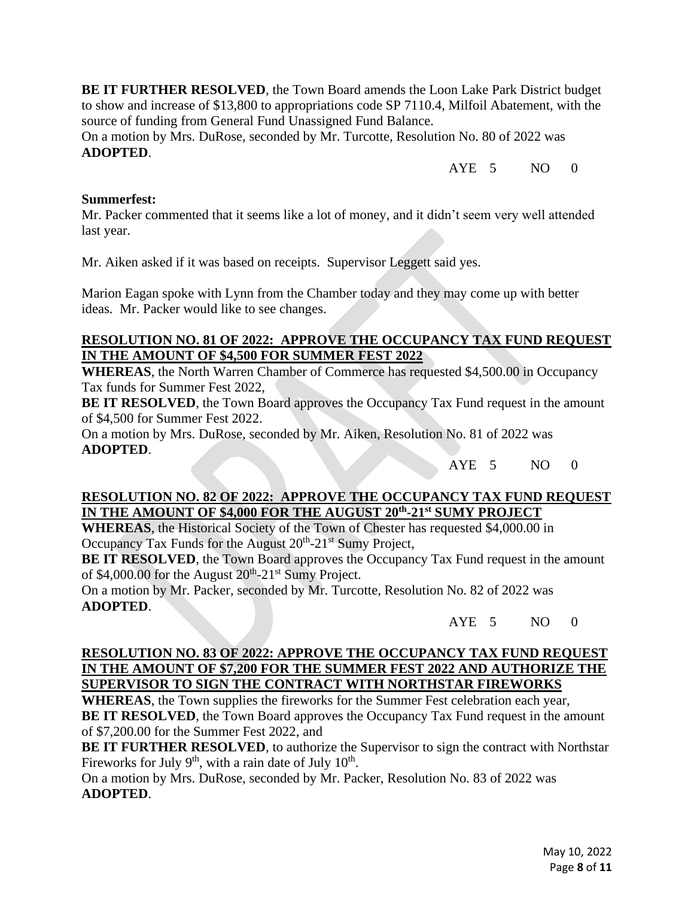**BE IT FURTHER RESOLVED**, the Town Board amends the Loon Lake Park District budget to show and increase of $13,800 to appropriations code SP 7110.4, Milfoil Abatement, with the source of funding from General Fund Unassigned Fund Balance.
On a motion by Mrs. DuRose, seconded by Mr. Turcotte, Resolution No. 80 of 2022 was **ADOPTED**.

AYE 5 NO 0

**Summerfest:**
Mr. Packer commented that it seems like a lot of money, and it didn't seem very well attended last year.

Mr. Aiken asked if it was based on receipts. Supervisor Leggett said yes.

Marion Eagan spoke with Lynn from the Chamber today and they may come up with better ideas. Mr. Packer would like to see changes.

**RESOLUTION NO. 81 OF 2022: APPROVE THE OCCUPANCY TAX FUND REQUEST IN THE AMOUNT OF $4,500 FOR SUMMER FEST 2022**

**WHEREAS**, the North Warren Chamber of Commerce has requested $4,500.00 in Occupancy Tax funds for Summer Fest 2022,
**BE IT RESOLVED**, the Town Board approves the Occupancy Tax Fund request in the amount of $4,500 for Summer Fest 2022.
On a motion by Mrs. DuRose, seconded by Mr. Aiken, Resolution No. 81 of 2022 was **ADOPTED**.

AYE 5 NO 0

**RESOLUTION NO. 82 OF 2022: APPROVE THE OCCUPANCY TAX FUND REQUEST IN THE AMOUNT OF $4,000 FOR THE AUGUST 20th-21st SUMY PROJECT**

**WHEREAS**, the Historical Society of the Town of Chester has requested $4,000.00 in Occupancy Tax Funds for the August 20th-21st Sumy Project,
**BE IT RESOLVED**, the Town Board approves the Occupancy Tax Fund request in the amount of $4,000.00 for the August 20th-21st Sumy Project.
On a motion by Mr. Packer, seconded by Mr. Turcotte, Resolution No. 82 of 2022 was **ADOPTED**.

AYE 5 NO 0

**RESOLUTION NO. 83 OF 2022: APPROVE THE OCCUPANCY TAX FUND REQUEST IN THE AMOUNT OF $7,200 FOR THE SUMMER FEST 2022 AND AUTHORIZE THE SUPERVISOR TO SIGN THE CONTRACT WITH NORTHSTAR FIREWORKS**

**WHEREAS**, the Town supplies the fireworks for the Summer Fest celebration each year,
**BE IT RESOLVED**, the Town Board approves the Occupancy Tax Fund request in the amount of $7,200.00 for the Summer Fest 2022, and
**BE IT FURTHER RESOLVED**, to authorize the Supervisor to sign the contract with Northstar Fireworks for July 9th, with a rain date of July 10th.
On a motion by Mrs. DuRose, seconded by Mr. Packer, Resolution No. 83 of 2022 was **ADOPTED**.

May 10, 2022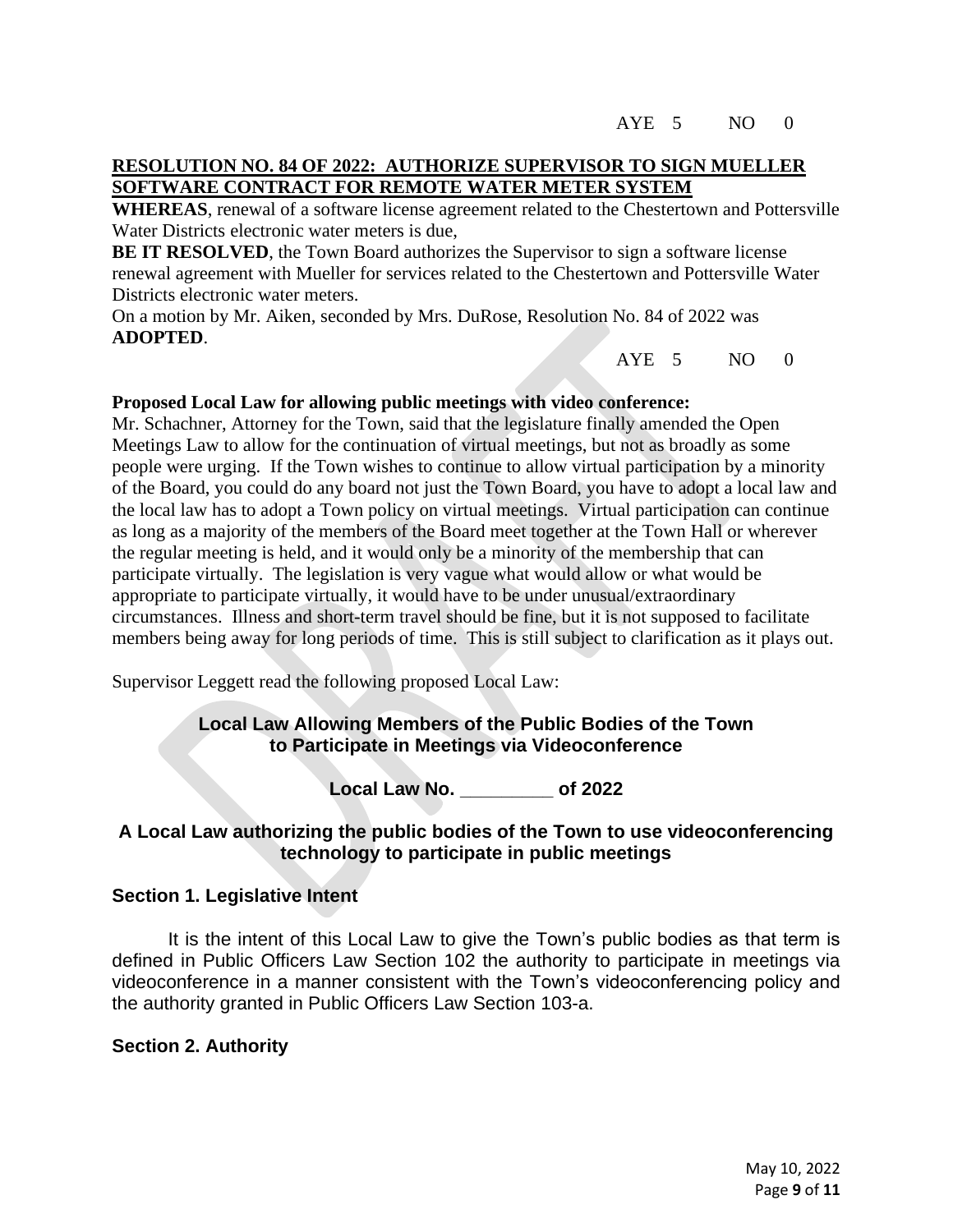AYE 5 NO 0

**RESOLUTION NO. 84 OF 2022: AUTHORIZE SUPERVISOR TO SIGN MUELLER SOFTWARE CONTRACT FOR REMOTE WATER METER SYSTEM**

**WHEREAS**, renewal of a software license agreement related to the Chestertown and Pottersville Water Districts electronic water meters is due,

**BE IT RESOLVED**, the Town Board authorizes the Supervisor to sign a software license renewal agreement with Mueller for services related to the Chestertown and Pottersville Water Districts electronic water meters.

On a motion by Mr. Aiken, seconded by Mrs. DuRose, Resolution No. 84 of 2022 was **ADOPTED**.

AYE 5 NO 0

**Proposed Local Law for allowing public meetings with video conference:**

Mr. Schachner, Attorney for the Town, said that the legislature finally amended the Open Meetings Law to allow for the continuation of virtual meetings, but not as broadly as some people were urging. If the Town wishes to continue to allow virtual participation by a minority of the Board, you could do any board not just the Town Board, you have to adopt a local law and the local law has to adopt a Town policy on virtual meetings. Virtual participation can continue as long as a majority of the members of the Board meet together at the Town Hall or wherever the regular meeting is held, and it would only be a minority of the membership that can participate virtually. The legislation is very vague what would allow or what would be appropriate to participate virtually, it would have to be under unusual/extraordinary circumstances. Illness and short-term travel should be fine, but it is not supposed to facilitate members being away for long periods of time. This is still subject to clarification as it plays out.

Supervisor Leggett read the following proposed Local Law:

## Local Law Allowing Members of the Public Bodies of the Town to Participate in Meetings via Videoconference

**Local Law No. _________ of 2022**

**A Local Law authorizing the public bodies of the Town to use videoconferencing technology to participate in public meetings**

### Section 1. Legislative Intent

It is the intent of this Local Law to give the Town's public bodies as that term is defined in Public Officers Law Section 102 the authority to participate in meetings via videoconference in a manner consistent with the Town's videoconferencing policy and the authority granted in Public Officers Law Section 103-a.

### Section 2. Authority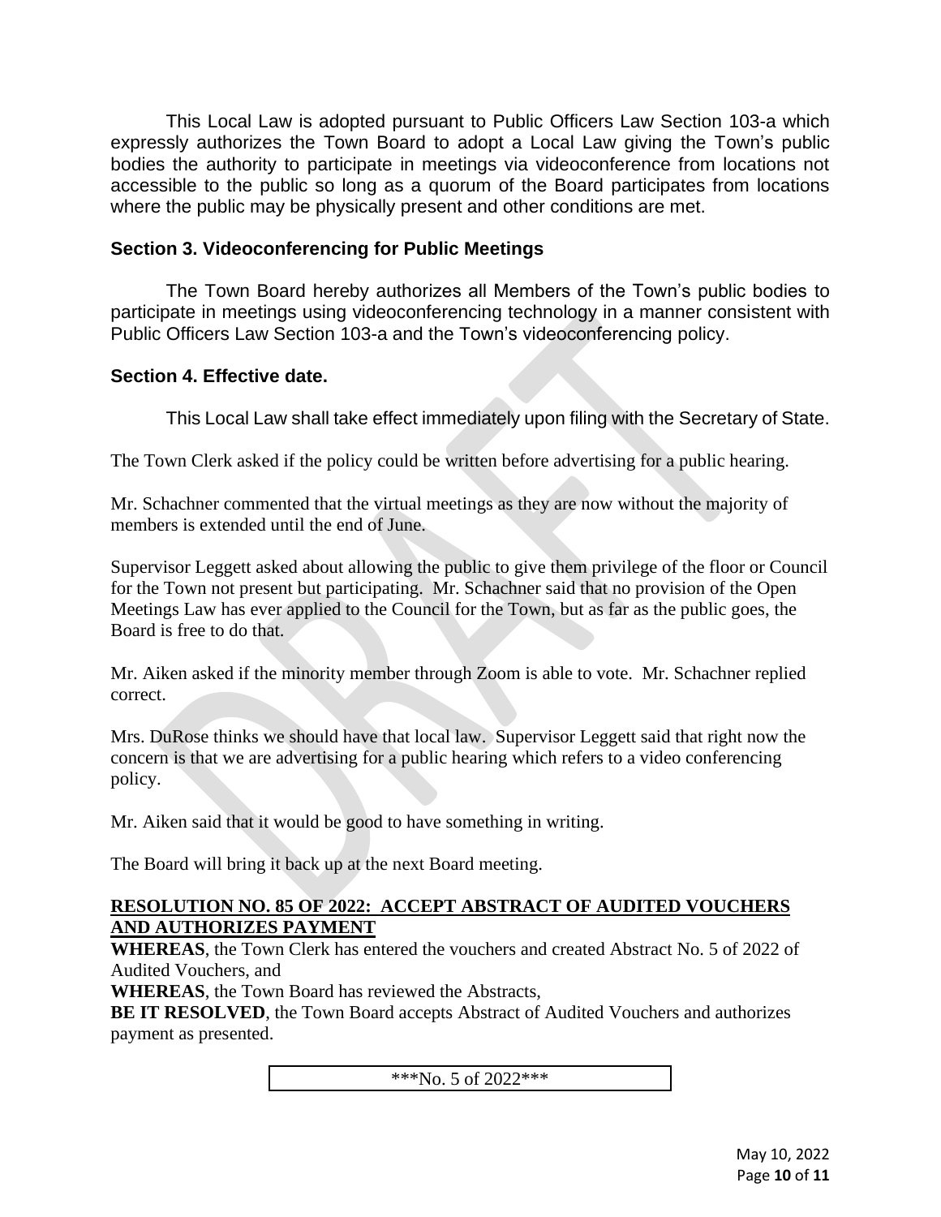This Local Law is adopted pursuant to Public Officers Law Section 103-a which expressly authorizes the Town Board to adopt a Local Law giving the Town's public bodies the authority to participate in meetings via videoconference from locations not accessible to the public so long as a quorum of the Board participates from locations where the public may be physically present and other conditions are met.

### Section 3. Videoconferencing for Public Meetings

The Town Board hereby authorizes all Members of the Town's public bodies to participate in meetings using videoconferencing technology in a manner consistent with Public Officers Law Section 103-a and the Town's videoconferencing policy.

### Section 4. Effective date.

This Local Law shall take effect immediately upon filing with the Secretary of State.

The Town Clerk asked if the policy could be written before advertising for a public hearing.

Mr. Schachner commented that the virtual meetings as they are now without the majority of members is extended until the end of June.

Supervisor Leggett asked about allowing the public to give them privilege of the floor or Council for the Town not present but participating. Mr. Schachner said that no provision of the Open Meetings Law has ever applied to the Council for the Town, but as far as the public goes, the Board is free to do that.

Mr. Aiken asked if the minority member through Zoom is able to vote. Mr. Schachner replied correct.

Mrs. DuRose thinks we should have that local law. Supervisor Leggett said that right now the concern is that we are advertising for a public hearing which refers to a video conferencing policy.

Mr. Aiken said that it would be good to have something in writing.

The Board will bring it back up at the next Board meeting.

**RESOLUTION NO. 85 OF 2022: ACCEPT ABSTRACT OF AUDITED VOUCHERS AND AUTHORIZES PAYMENT**

**WHEREAS**, the Town Clerk has entered the vouchers and created Abstract No. 5 of 2022 of Audited Vouchers, and

**WHEREAS**, the Town Board has reviewed the Abstracts,

**BE IT RESOLVED**, the Town Board accepts Abstract of Audited Vouchers and authorizes payment as presented.

***No. 5 of 2022***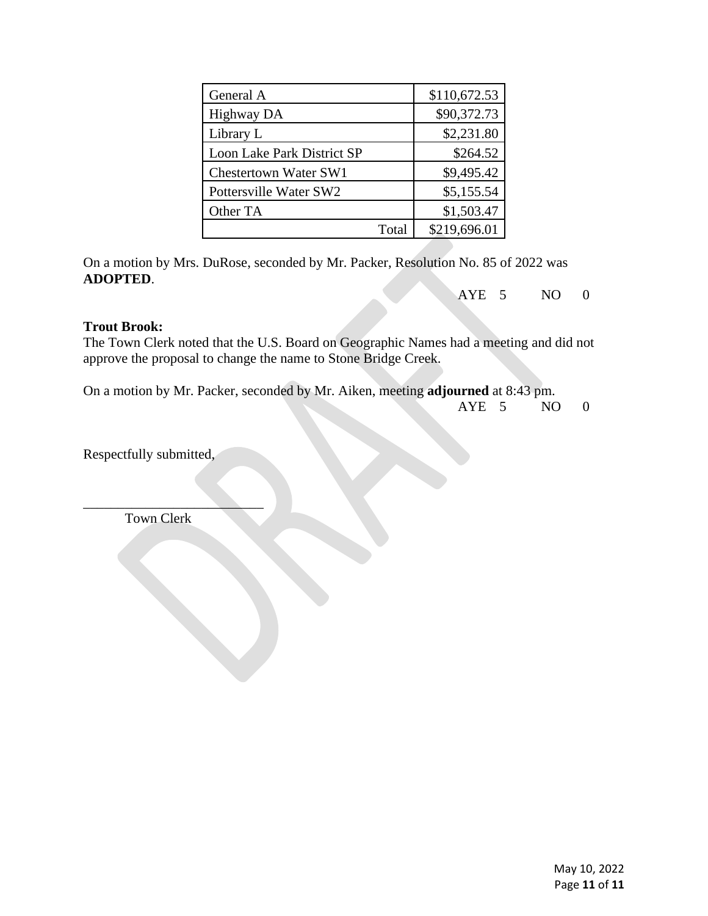| | |
|---|---|
| General A | \$110,672.53 |
| Highway DA | \$90,372.73 |
| Library L | \$2,231.80 |
| Loon Lake Park District SP | \$264.52 |
| Chestertown Water SW1 | \$9,495.42 |
| Pottersville Water SW2 | \$5,155.54 |
| Other TA | \$1,503.47 |
| Total | \$219,696.01 |

On a motion by Mrs. DuRose, seconded by Mr. Packer, Resolution No. 85 of 2022 was **ADOPTED**.

AYE 5 NO 0

**Trout Brook:**
The Town Clerk noted that the U.S. Board on Geographic Names had a meeting and did not approve the proposal to change the name to Stone Bridge Creek.

On a motion by Mr. Packer, seconded by Mr. Aiken, meeting **adjourned** at 8:43 pm.

AYE 5 NO 0

Respectfully submitted,

___________________________
Town Clerk

May 10, 2022